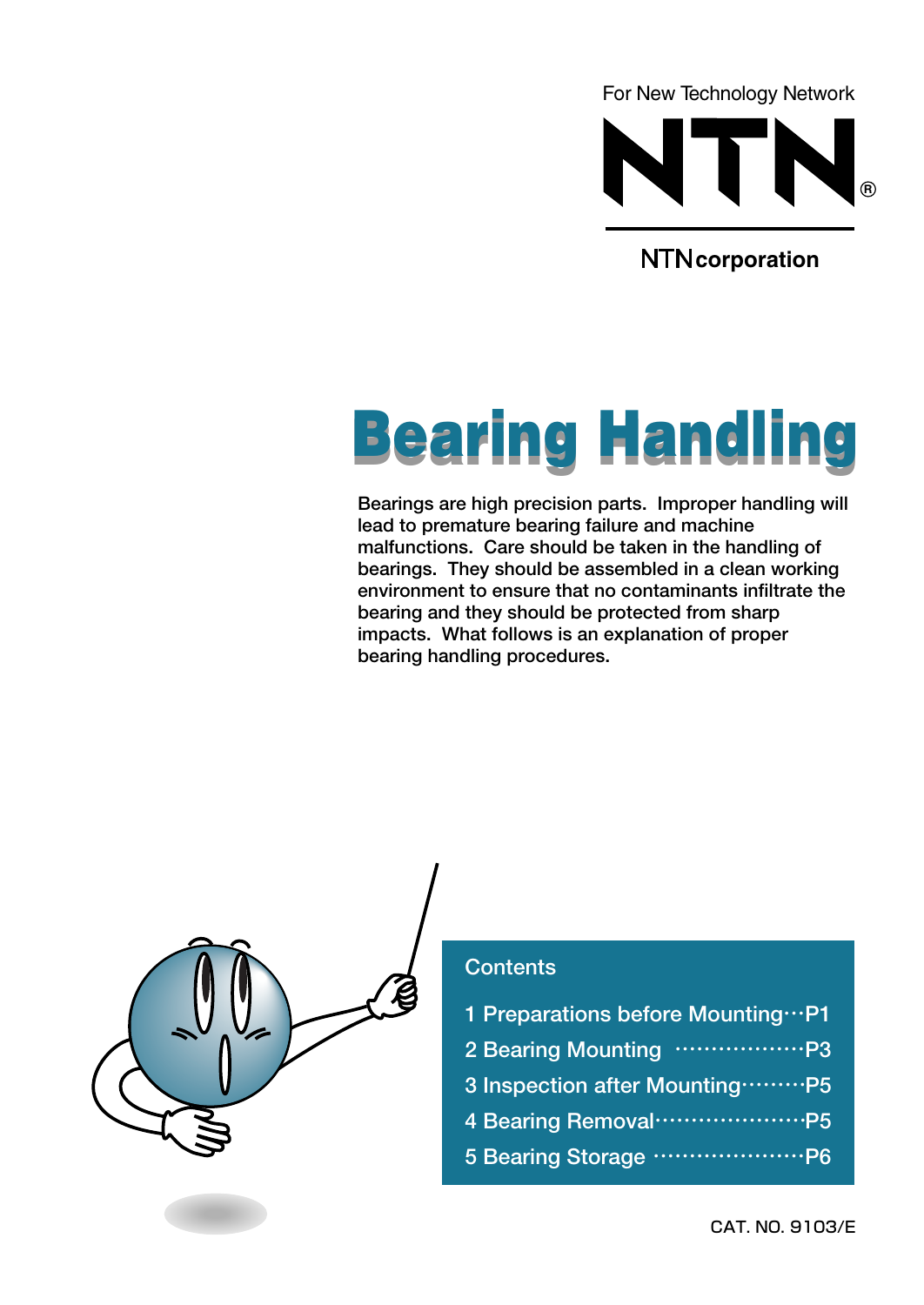For New Technology Network

NTN®

NTN corporation

# Bearing Handling

Bearings are high precision parts. Improper handling will lead to premature bearing failure and machine malfunctions. Care should be taken in the handling of bearings. They should be assembled in a clean working environment to ensure that no contaminants infiltrate the bearing and they should be protected from sharp impacts. What follows is an explanation of proper bearing handling procedures.

## Contents

1 Preparations before Mounting···P1

2 Bearing Mounting ··················P3

3 Inspection after Mounting·········P5

4 Bearing Removal·····················P5

5 Bearing Storage ·····················P6

CAT. NO. 9103/E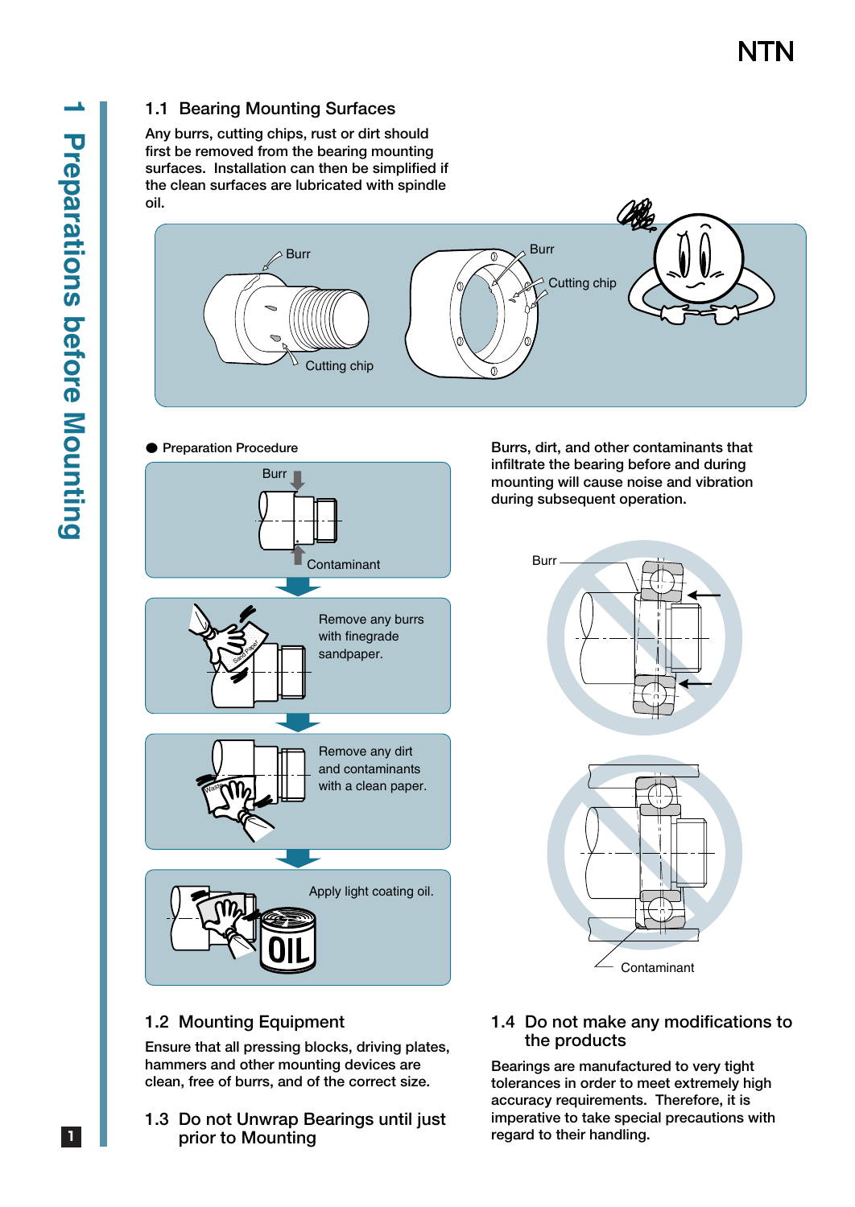# 1 Preparations before Mounting

## 1.1 Bearing Mounting Surfaces

Any burrs, cutting chips, rust or dirt should first be removed from the bearing mounting surfaces. Installation can then be simplified if the clean surfaces are lubricated with spindle oil.

Burr

Cutting chip

Burr

Cutting chip

● Preparation Procedure

Burr

Contaminant

Remove any burrs with finegrade sandpaper.

Remove any dirt and contaminants with a clean paper.

Apply light coating oil.

Burrs, dirt, and other contaminants that infiltrate the bearing before and during mounting will cause noise and vibration during subsequent operation.

Burr

Contaminant

## 1.2 Mounting Equipment

Ensure that all pressing blocks, driving plates, hammers and other mounting devices are clean, free of burrs, and of the correct size.

## 1.3 Do not Unwrap Bearings until just prior to Mounting

## 1.4 Do not make any modifications to the products

Bearings are manufactured to very tight tolerances in order to meet extremely high accuracy requirements. Therefore, it is imperative to take special precautions with regard to their handling.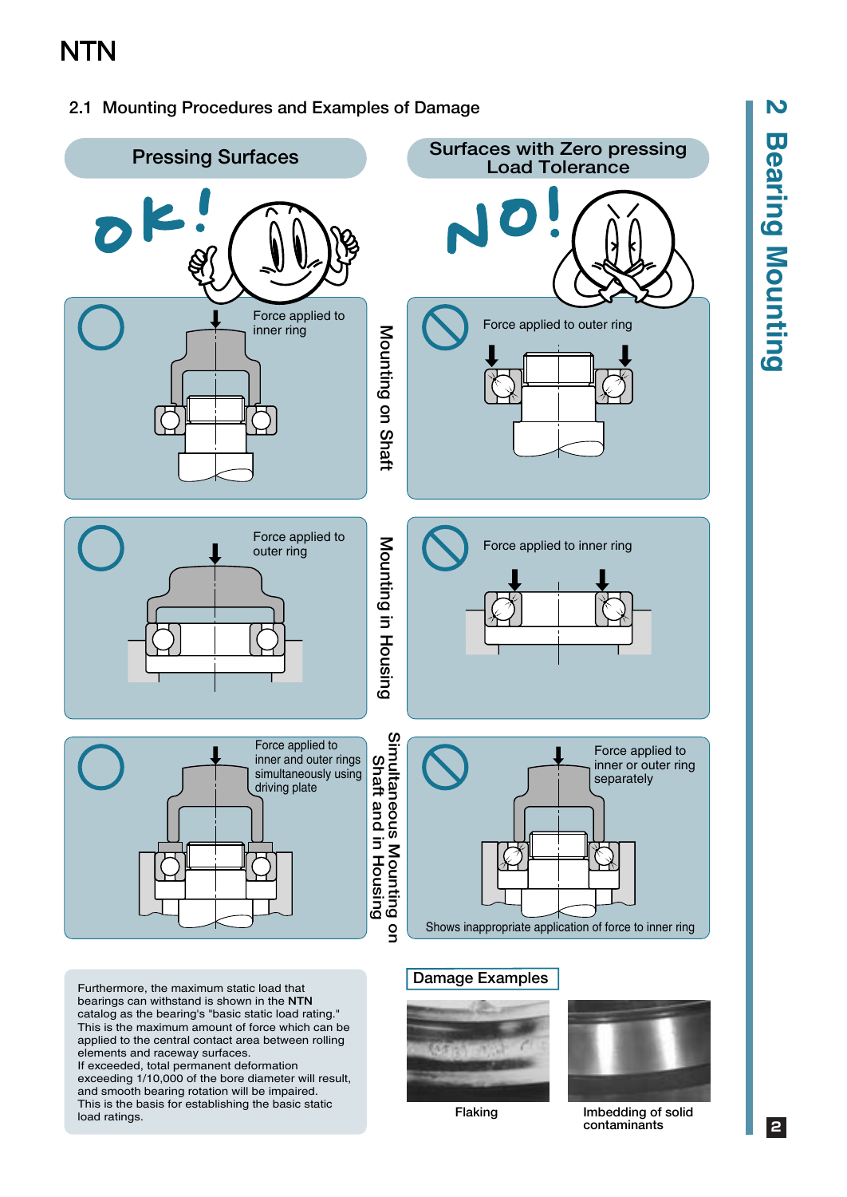## 2.1 Mounting Procedures and Examples of Damage

| Pressing Surfaces | | Surfaces with Zero pressing Load Tolerance |
|---|---|---|
| OK! Force applied to inner ring | Mounting on Shaft | NO! Force applied to outer ring |
| Force applied to outer ring | Mounting in Housing | Force applied to inner ring |
| Force applied to inner and outer rings simultaneously using driving plate | Simultaneous Mounting on Shaft and in Housing | Force applied to inner or outer ring separately<br>Shows inappropriate application of force to inner ring |

Furthermore, the maximum static load that bearings can withstand is shown in the **NTN** catalog as the bearing's "basic static load rating." This is the maximum amount of force which can be applied to the central contact area between rolling elements and raceway surfaces.
If exceeded, total permanent deformation exceeding 1/10,000 of the bore diameter will result, and smooth bearing rotation will be impaired.
This is the basis for establishing the basic static load ratings.

### Damage Examples

Flaking

Imbedding of solid contaminants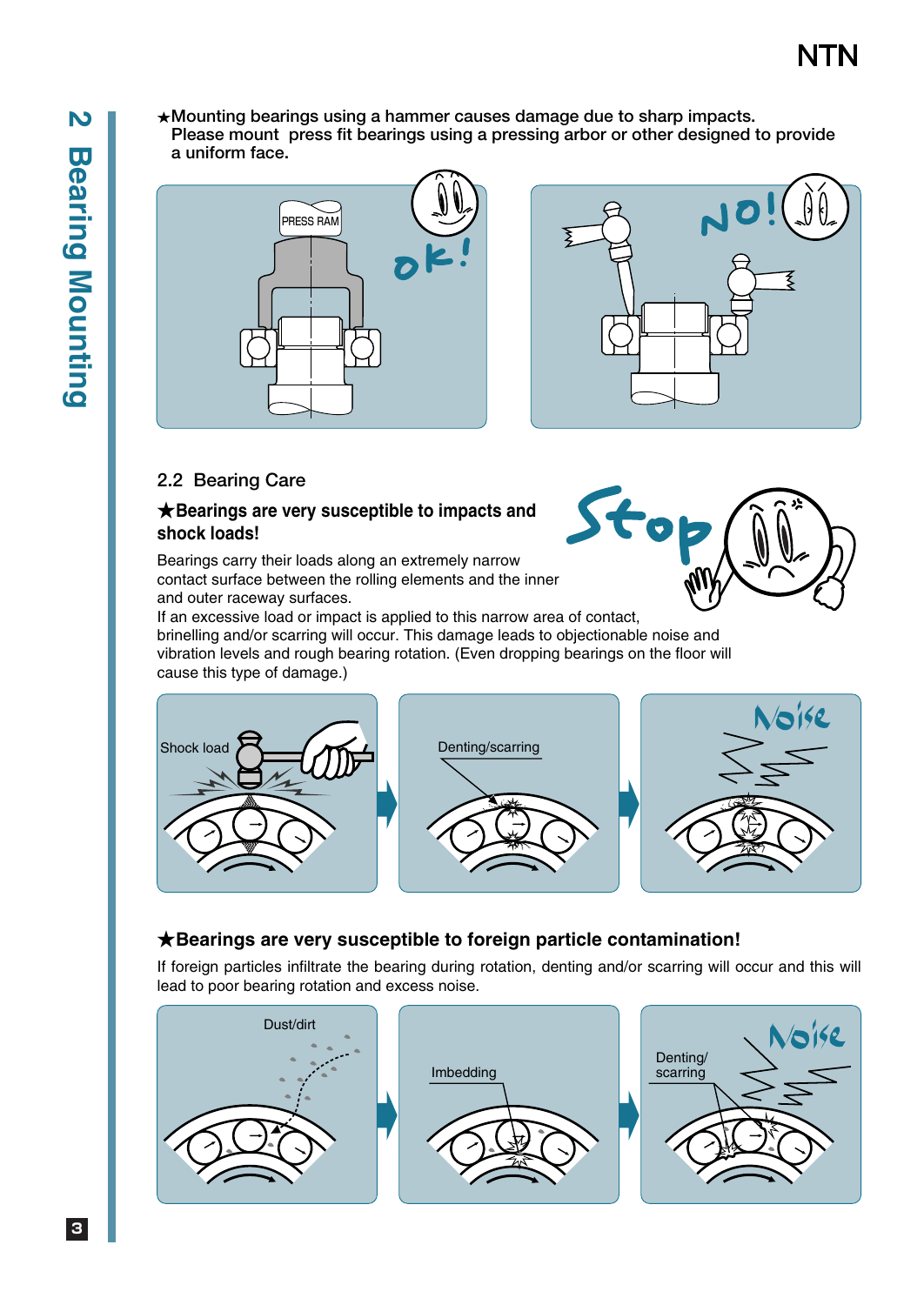★Mounting bearings using a hammer causes damage due to sharp impacts.
Please mount press fit bearings using a pressing arbor or other designed to provide a uniform face.

PRESS RAM

ok!

NO!

## 2.2 Bearing Care

**★Bearings are very susceptible to impacts and shock loads!**

Bearings carry their loads along an extremely narrow contact surface between the rolling elements and the inner and outer raceway surfaces.
If an excessive load or impact is applied to this narrow area of contact, brinelling and/or scarring will occur. This damage leads to objectionable noise and vibration levels and rough bearing rotation. (Even dropping bearings on the floor will cause this type of damage.)

Stop

Shock load

Denting/scarring

Noise

**★Bearings are very susceptible to foreign particle contamination!**

If foreign particles infiltrate the bearing during rotation, denting and/or scarring will occur and this will lead to poor bearing rotation and excess noise.

Dust/dirt

Imbedding

Denting/scarring

Noise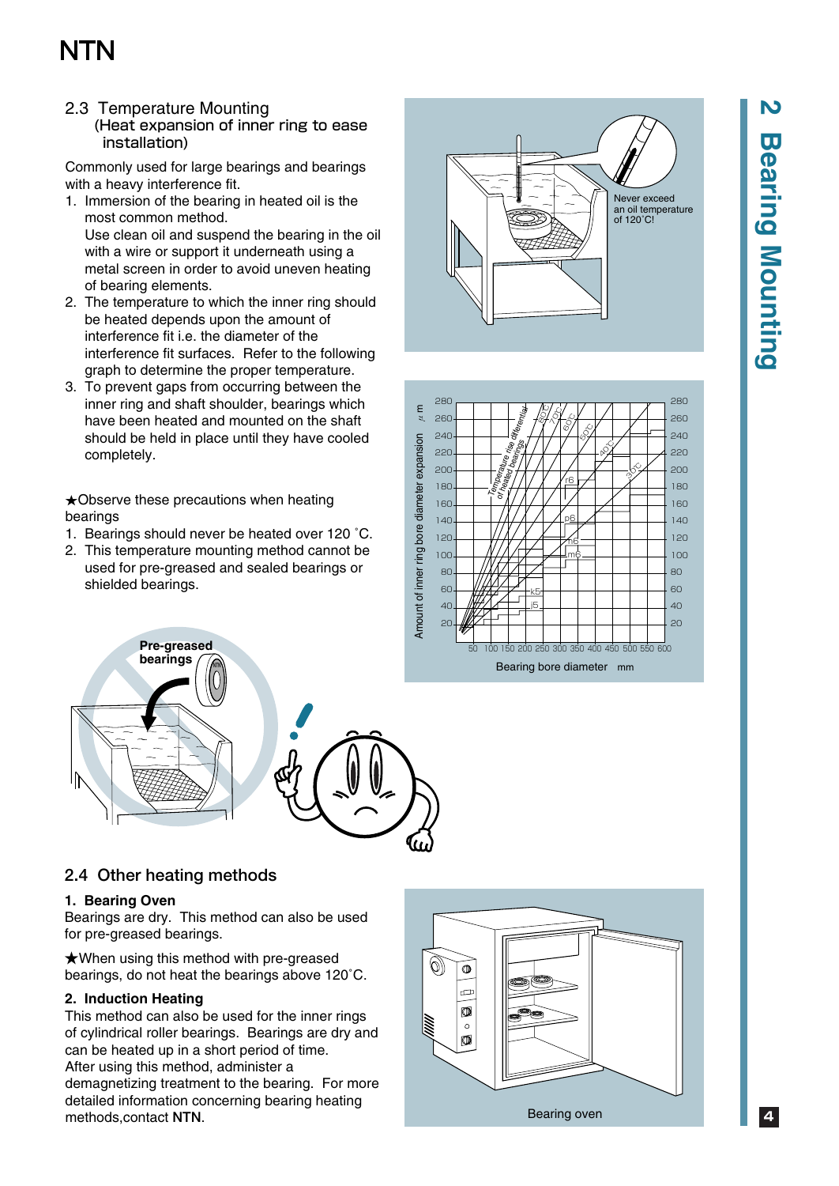## 2.3 Temperature Mounting
### (Heat expansion of inner ring to ease installation)

Commonly used for large bearings and bearings with a heavy interference fit.

1. Immersion of the bearing in heated oil is the most common method.
   Use clean oil and suspend the bearing in the oil with a wire or support it underneath using a metal screen in order to avoid uneven heating of bearing elements.
2. The temperature to which the inner ring should be heated depends upon the amount of interference fit i.e. the diameter of the interference fit surfaces. Refer to the following graph to determine the proper temperature.
3. To prevent gaps from occurring between the inner ring and shaft shoulder, bearings which have been heated and mounted on the shaft should be held in place until they have cooled completely.

★Observe these precautions when heating bearings

1. Bearings should never be heated over 120 ˚C.
2. This temperature mounting method cannot be used for pre-greased and sealed bearings or shielded bearings.

Never exceed an oil temperature of 120˚C!

Pre-greased bearings

## 2.4 Other heating methods

**1. Bearing Oven**

Bearings are dry. This method can also be used for pre-greased bearings.

★When using this method with pre-greased bearings, do not heat the bearings above 120˚C.

**2. Induction Heating**

This method can also be used for the inner rings of cylindrical roller bearings. Bearings are dry and can be heated up in a short period of time.
After using this method, administer a demagnetizing treatment to the bearing. For more detailed information concerning bearing heating methods,contact **NTN**.

Bearing oven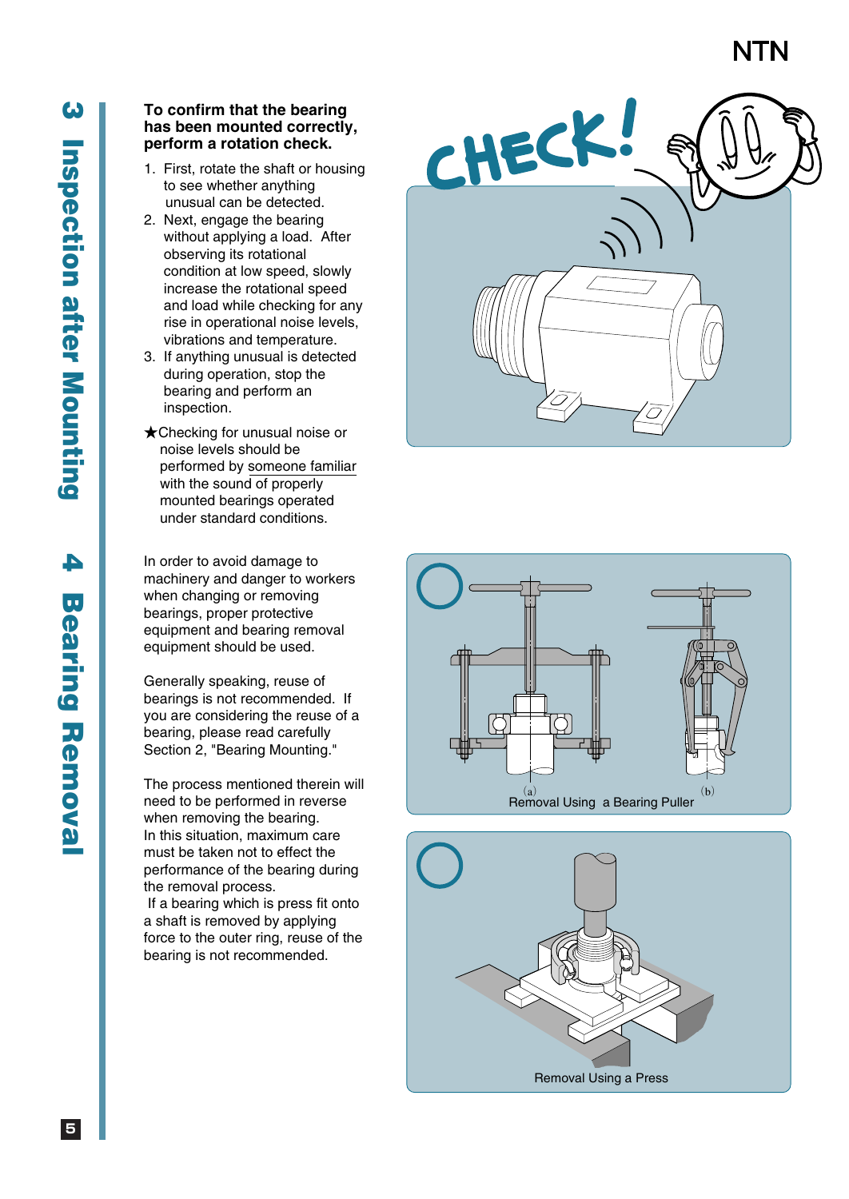# 3 Inspection after Mounting

**To confirm that the bearing has been mounted correctly, perform a rotation check.**

1. First, rotate the shaft or housing to see whether anything unusual can be detected.
2. Next, engage the bearing without applying a load. After observing its rotational condition at low speed, slowly increase the rotational speed and load while checking for any rise in operational noise levels, vibrations and temperature.
3. If anything unusual is detected during operation, stop the bearing and perform an inspection.

★Checking for unusual noise or noise levels should be performed by someone familiar with the sound of properly mounted bearings operated under standard conditions.

CHECK!

# 4 Bearing Removal

In order to avoid damage to machinery and danger to workers when changing or removing bearings, proper protective equipment and bearing removal equipment should be used.

Generally speaking, reuse of bearings is not recommended. If you are considering the reuse of a bearing, please read carefully Section 2, "Bearing Mounting."

The process mentioned therein will need to be performed in reverse when removing the bearing.
In this situation, maximum care must be taken not to effect the performance of the bearing during the removal process.
If a bearing which is press fit onto a shaft is removed by applying force to the outer ring, reuse of the bearing is not recommended.

(a) (b)
Removal Using a Bearing Puller

Removal Using a Press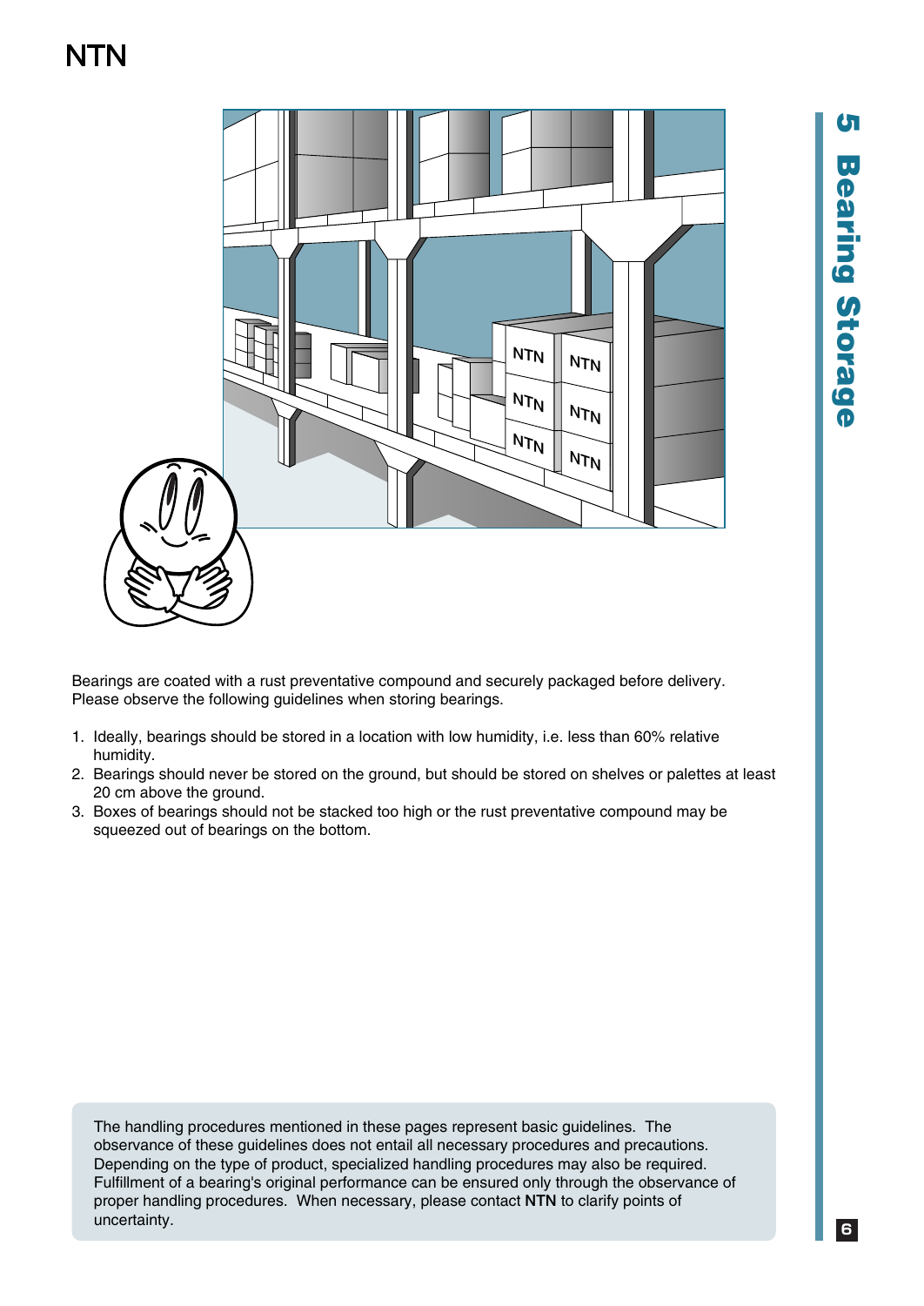# 5 Bearing Storage

Bearings are coated with a rust preventative compound and securely packaged before delivery.
Please observe the following guidelines when storing bearings.

1. Ideally, bearings should be stored in a location with low humidity, i.e. less than 60% relative humidity.
2. Bearings should never be stored on the ground, but should be stored on shelves or palettes at least 20 cm above the ground.
3. Boxes of bearings should not be stacked too high or the rust preventative compound may be squeezed out of bearings on the bottom.

The handling procedures mentioned in these pages represent basic guidelines. The observance of these guidelines does not entail all necessary procedures and precautions. Depending on the type of product, specialized handling procedures may also be required. Fulfillment of a bearing's original performance can be ensured only through the observance of proper handling procedures. When necessary, please contact **NTN** to clarify points of uncertainty.